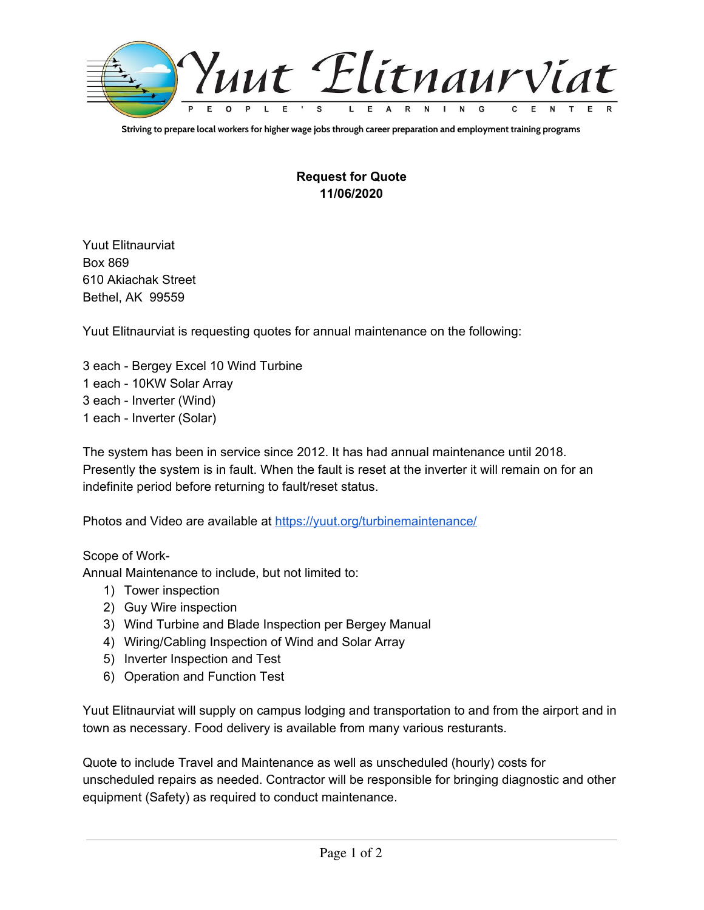# Yuut Elitnaurviat

PEOPLE'S LEARNING CENTER

Striving to prepare local workers for higher wage jobs through career preparation and employment training programs

**Request for Quote**
**11/06/2020**

Yuut Elitnaurviat
Box 869
610 Akiachak Street
Bethel, AK  99559

Yuut Elitnaurviat is requesting quotes for annual maintenance on the following:

3 each - Bergey Excel 10 Wind Turbine
1 each - 10KW Solar Array
3 each - Inverter (Wind)
1 each - Inverter (Solar)

The system has been in service since 2012. It has had annual maintenance until 2018. Presently the system is in fault. When the fault is reset at the inverter it will remain on for an indefinite period before returning to fault/reset status.

Photos and Video are available at https://yuut.org/turbinemaintenance/

Scope of Work-
Annual Maintenance to include, but not limited to:

1) Tower inspection
2) Guy Wire inspection
3) Wind Turbine and Blade Inspection per Bergey Manual
4) Wiring/Cabling Inspection of Wind and Solar Array
5) Inverter Inspection and Test
6) Operation and Function Test

Yuut Elitnaurviat will supply on campus lodging and transportation to and from the airport and in town as necessary. Food delivery is available from many various resturants.

Quote to include Travel and Maintenance as well as unscheduled (hourly) costs for unscheduled repairs as needed. Contractor will be responsible for bringing diagnostic and other equipment (Safety) as required to conduct maintenance.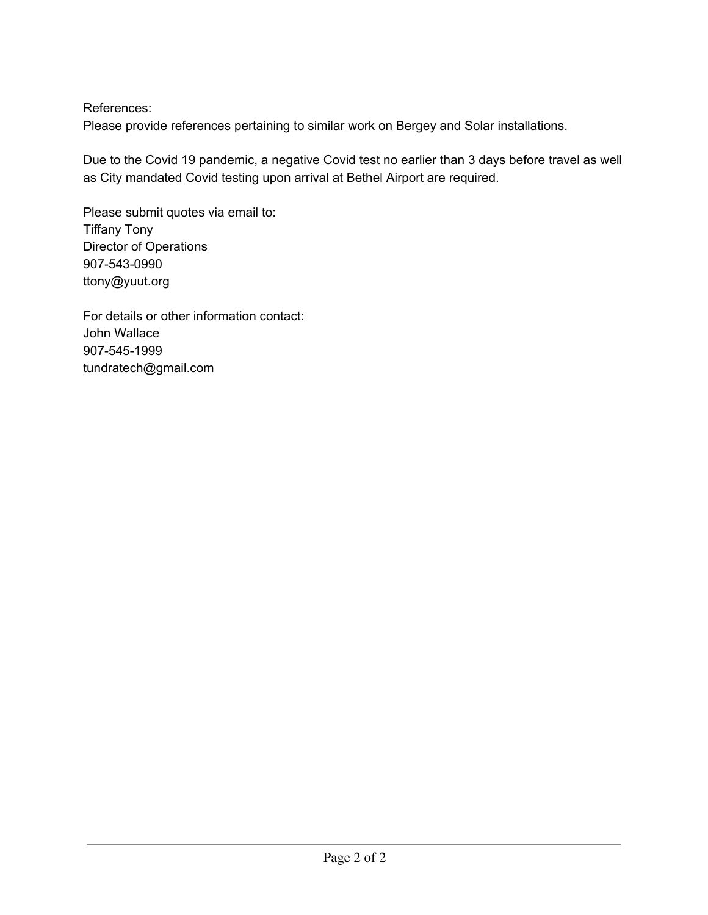References:
Please provide references pertaining to similar work on Bergey and Solar installations.

Due to the Covid 19 pandemic, a negative Covid test no earlier than 3 days before travel as well as City mandated Covid testing upon arrival at Bethel Airport are required.

Please submit quotes via email to:
Tiffany Tony
Director of Operations
907-543-0990
ttony@yuut.org

For details or other information contact:
John Wallace
907-545-1999
tundratech@gmail.com